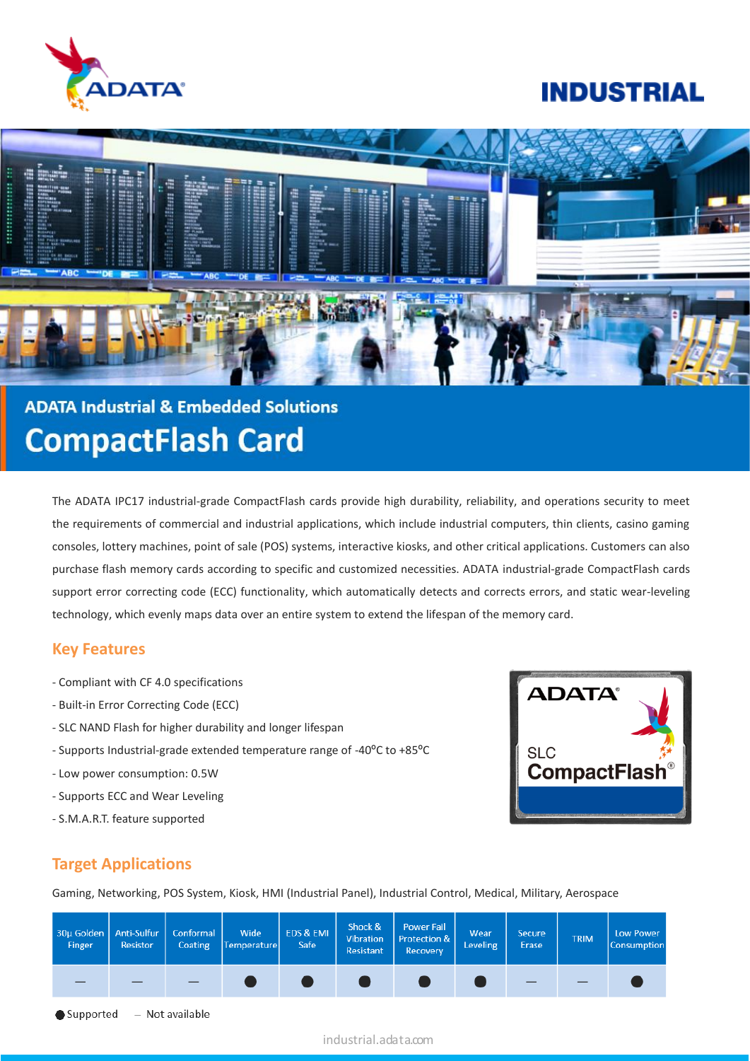ADATA

# INDUSTRIAL

## ADATA Industrial & Embedded Solutions

# CompactFlash Card

The ADATA IPC17 industrial-grade CompactFlash cards provide high durability, reliability, and operations security to meet the requirements of commercial and industrial applications, which include industrial computers, thin clients, casino gaming consoles, lottery machines, point of sale (POS) systems, interactive kiosks, and other critical applications. Customers can also purchase flash memory cards according to specific and customized necessities. ADATA industrial-grade CompactFlash cards support error correcting code (ECC) functionality, which automatically detects and corrects errors, and static wear-leveling technology, which evenly maps data over an entire system to extend the lifespan of the memory card.

## Key Features

- Compliant with CF 4.0 specifications
- Built-in Error Correcting Code (ECC)
- SLC NAND Flash for higher durability and longer lifespan
- Supports Industrial-grade extended temperature range of -40°C to +85°C
- Low power consumption: 0.5W
- Supports ECC and Wear Leveling
- S.M.A.R.T. feature supported

## Target Applications

Gaming, Networking, POS System, Kiosk, HMI (Industrial Panel), Industrial Control, Medical, Military, Aerospace

| 30µ Golden Finger | Anti-Sulfur Resistor | Conformal Coating | Wide Temperature | EDS & EMI Safe | Shock & Vibration Resistant | Power Fail Protection & Recovery | Wear Leveling | Secure Erase | TRIM | Low Power Consumption |
|---|---|---|---|---|---|---|---|---|---|---|
| — | — | — | ● | ● | ● | ● | ● | — | — | ● |

● Supported — Not available

industrial.adata.com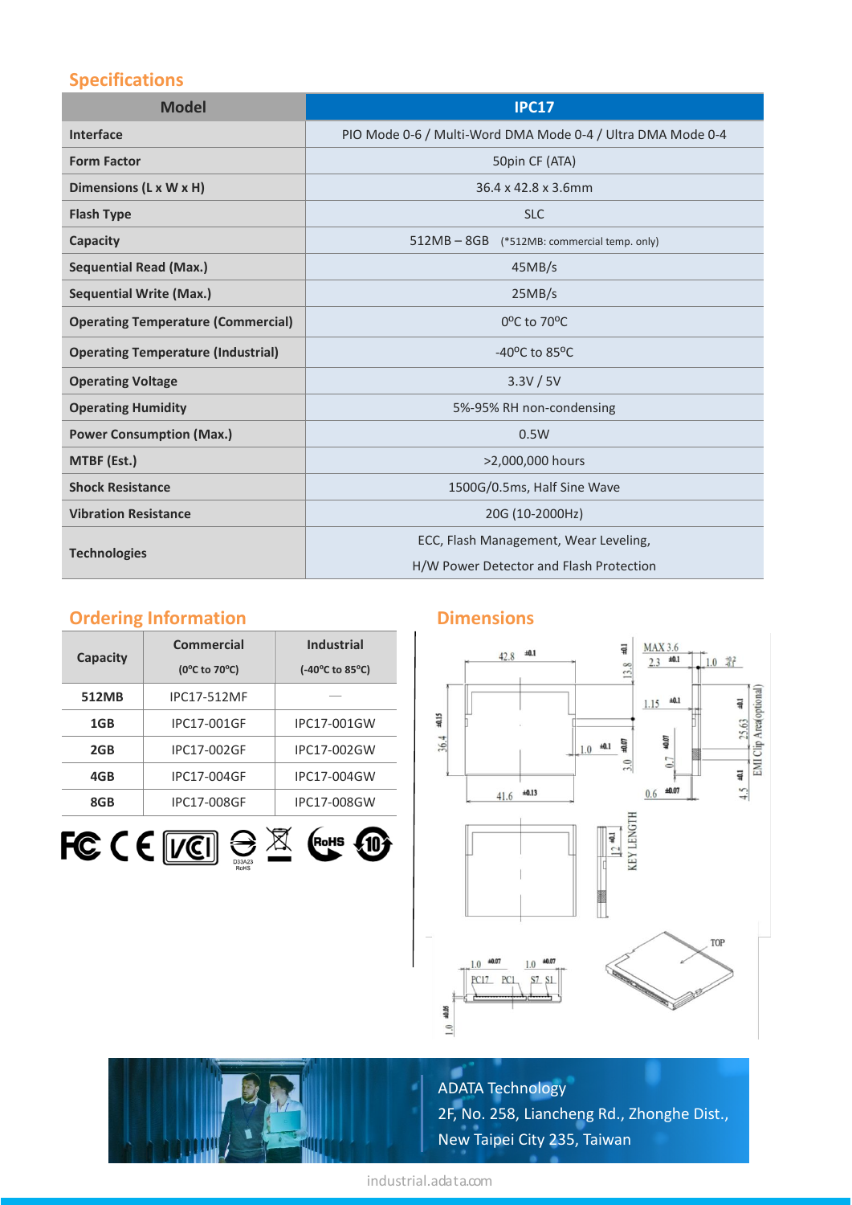## Specifications

| Model | IPC17 |
|---|---|
| Interface | PIO Mode 0-6 / Multi-Word DMA Mode 0-4 / Ultra DMA Mode 0-4 |
| Form Factor | 50pin CF (ATA) |
| Dimensions (L x W x H) | 36.4 x 42.8 x 3.6mm |
| Flash Type | SLC |
| Capacity | 512MB – 8GB (*512MB: commercial temp. only) |
| Sequential Read (Max.) | 45MB/s |
| Sequential Write (Max.) | 25MB/s |
| Operating Temperature (Commercial) | 0°C to 70°C |
| Operating Temperature (Industrial) | -40°C to 85°C |
| Operating Voltage | 3.3V / 5V |
| Operating Humidity | 5%-95% RH non-condensing |
| Power Consumption (Max.) | 0.5W |
| MTBF (Est.) | >2,000,000 hours |
| Shock Resistance | 1500G/0.5ms, Half Sine Wave |
| Vibration Resistance | 20G (10-2000Hz) |
| Technologies | ECC, Flash Management, Wear Leveling, H/W Power Detector and Flash Protection |

## Ordering Information

| Capacity | Commercial (0°C to 70°C) | Industrial (-40°C to 85°C) |
|---|---|---|
| 512MB | IPC17-512MF | — |
| 1GB | IPC17-001GF | IPC17-001GW |
| 2GB | IPC17-002GF | IPC17-002GW |
| 4GB | IPC17-004GF | IPC17-004GW |
| 8GB | IPC17-008GF | IPC17-008GW |

D33A23
RoHS

## Dimensions

42.8 ±0.1
13.8 ±0.1
MAX 3.6
2.3 ±0.1
1.0 +0.2/-0.1
36.4 ±0.15
1.15 ±0.1
1.0 ±0.1
3.0 ±0.07
0.7 ±0.07
25.63 ±0.1
EMI Clip Area(optional)
4.5 ±0.1
41.6 ±0.13
0.6 ±0.07
12 ±0.1
KEY LENGTH
TOP
1.0 ±0.07
PC17 PC1
1.0 ±0.07
S7 S1
1.0 ±0.05

ADATA Technology
2F, No. 258, Liancheng Rd., Zhonghe Dist.,
New Taipei City 235, Taiwan

industrial.adata.com